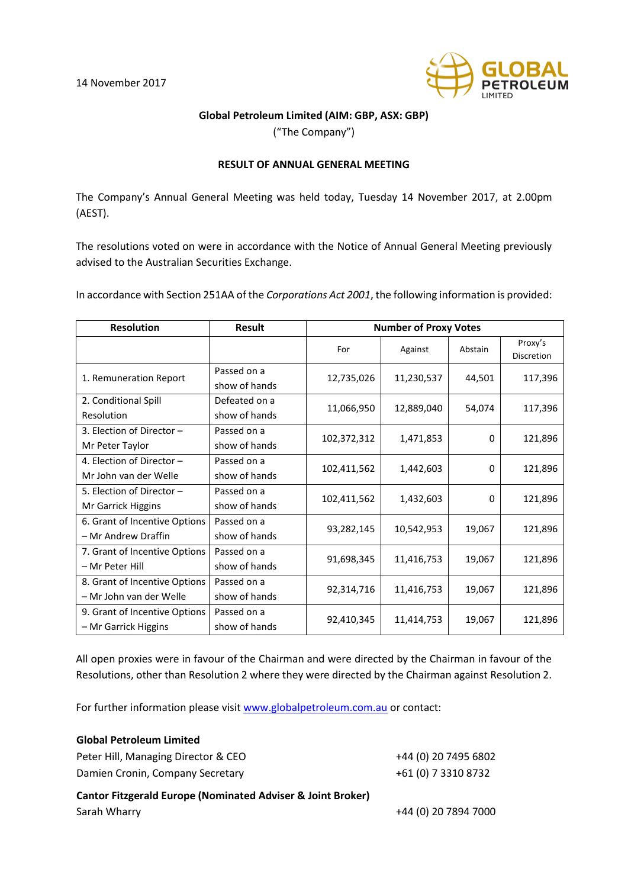14 November 2017

**Global Petroleum Limited (AIM: GBP, ASX: GBP)**
("The Company")

**RESULT OF ANNUAL GENERAL MEETING**

The Company's Annual General Meeting was held today, Tuesday 14 November 2017, at 2.00pm (AEST).

The resolutions voted on were in accordance with the Notice of Annual General Meeting previously advised to the Australian Securities Exchange.

In accordance with Section 251AA of the *Corporations Act 2001*, the following information is provided:

| Resolution | Result | Number of Proxy Votes | | | |
|---|---|---|---|---|---|
| | | For | Against | Abstain | Proxy's Discretion |
| 1. Remuneration Report | Passed on a show of hands | 12,735,026 | 11,230,537 | 44,501 | 117,396 |
| 2. Conditional Spill Resolution | Defeated on a show of hands | 11,066,950 | 12,889,040 | 54,074 | 117,396 |
| 3. Election of Director – Mr Peter Taylor | Passed on a show of hands | 102,372,312 | 1,471,853 | 0 | 121,896 |
| 4. Election of Director – Mr John van der Welle | Passed on a show of hands | 102,411,562 | 1,442,603 | 0 | 121,896 |
| 5. Election of Director – Mr Garrick Higgins | Passed on a show of hands | 102,411,562 | 1,432,603 | 0 | 121,896 |
| 6. Grant of Incentive Options – Mr Andrew Draffin | Passed on a show of hands | 93,282,145 | 10,542,953 | 19,067 | 121,896 |
| 7. Grant of Incentive Options – Mr Peter Hill | Passed on a show of hands | 91,698,345 | 11,416,753 | 19,067 | 121,896 |
| 8. Grant of Incentive Options – Mr John van der Welle | Passed on a show of hands | 92,314,716 | 11,416,753 | 19,067 | 121,896 |
| 9. Grant of Incentive Options – Mr Garrick Higgins | Passed on a show of hands | 92,410,345 | 11,414,753 | 19,067 | 121,896 |

All open proxies were in favour of the Chairman and were directed by the Chairman in favour of the Resolutions, other than Resolution 2 where they were directed by the Chairman against Resolution 2.

For further information please visit www.globalpetroleum.com.au or contact:

**Global Petroleum Limited**

Peter Hill, Managing Director & CEO — +44 (0) 20 7495 6802

Damien Cronin, Company Secretary — +61 (0) 7 3310 8732

**Cantor Fitzgerald Europe (Nominated Adviser & Joint Broker)**

Sarah Wharry — +44 (0) 20 7894 7000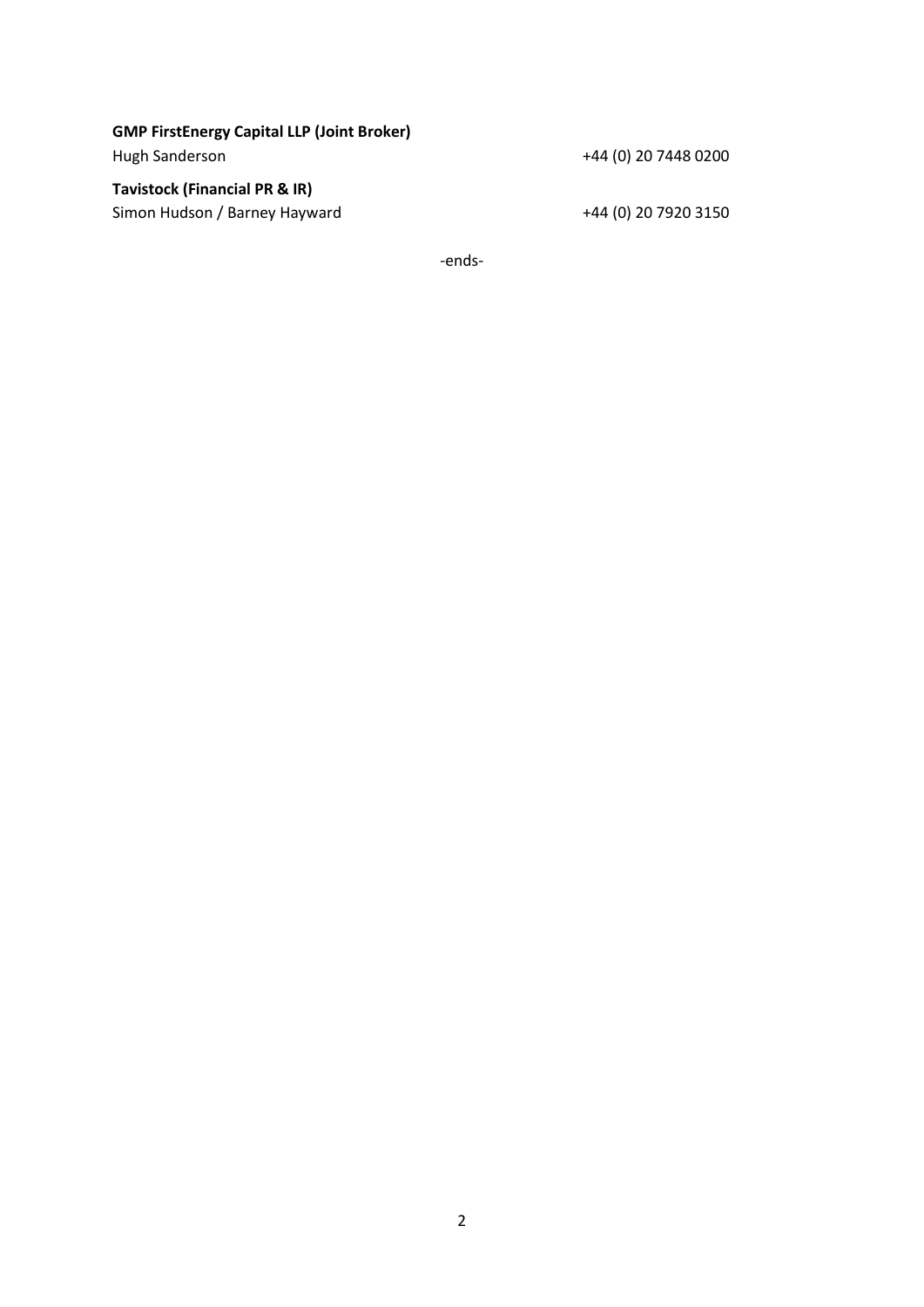**GMP FirstEnergy Capital LLP (Joint Broker)**
Hugh Sanderson +44 (0) 20 7448 0200

**Tavistock (Financial PR & IR)**
Simon Hudson / Barney Hayward +44 (0) 20 7920 3150

-ends-